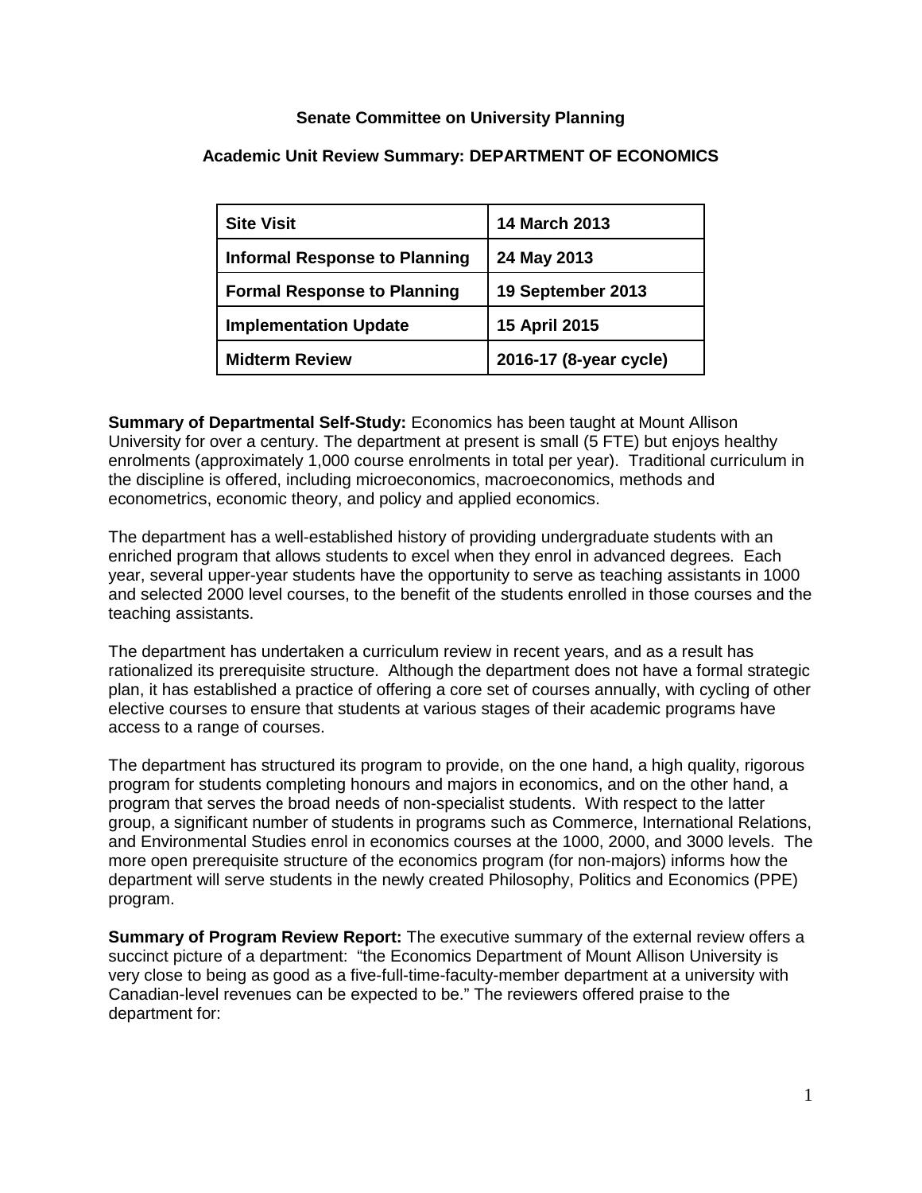**Senate Committee on University Planning**

**Academic Unit Review Summary: DEPARTMENT OF ECONOMICS**

| **Site Visit** | **14 March 2013** |
| --- | --- |
| **Informal Response to Planning** | **24 May 2013** |
| **Formal Response to Planning** | **19 September 2013** |
| **Implementation Update** | **15 April 2015** |
| **Midterm Review** | **2016-17 (8-year cycle)** |

**Summary of Departmental Self-Study:** Economics has been taught at Mount Allison University for over a century. The department at present is small (5 FTE) but enjoys healthy enrolments (approximately 1,000 course enrolments in total per year). Traditional curriculum in the discipline is offered, including microeconomics, macroeconomics, methods and econometrics, economic theory, and policy and applied economics.

The department has a well-established history of providing undergraduate students with an enriched program that allows students to excel when they enrol in advanced degrees. Each year, several upper-year students have the opportunity to serve as teaching assistants in 1000 and selected 2000 level courses, to the benefit of the students enrolled in those courses and the teaching assistants.

The department has undertaken a curriculum review in recent years, and as a result has rationalized its prerequisite structure. Although the department does not have a formal strategic plan, it has established a practice of offering a core set of courses annually, with cycling of other elective courses to ensure that students at various stages of their academic programs have access to a range of courses.

The department has structured its program to provide, on the one hand, a high quality, rigorous program for students completing honours and majors in economics, and on the other hand, a program that serves the broad needs of non-specialist students. With respect to the latter group, a significant number of students in programs such as Commerce, International Relations, and Environmental Studies enrol in economics courses at the 1000, 2000, and 3000 levels. The more open prerequisite structure of the economics program (for non-majors) informs how the department will serve students in the newly created Philosophy, Politics and Economics (PPE) program.

**Summary of Program Review Report:** The executive summary of the external review offers a succinct picture of a department: "the Economics Department of Mount Allison University is very close to being as good as a five-full-time-faculty-member department at a university with Canadian-level revenues can be expected to be." The reviewers offered praise to the department for: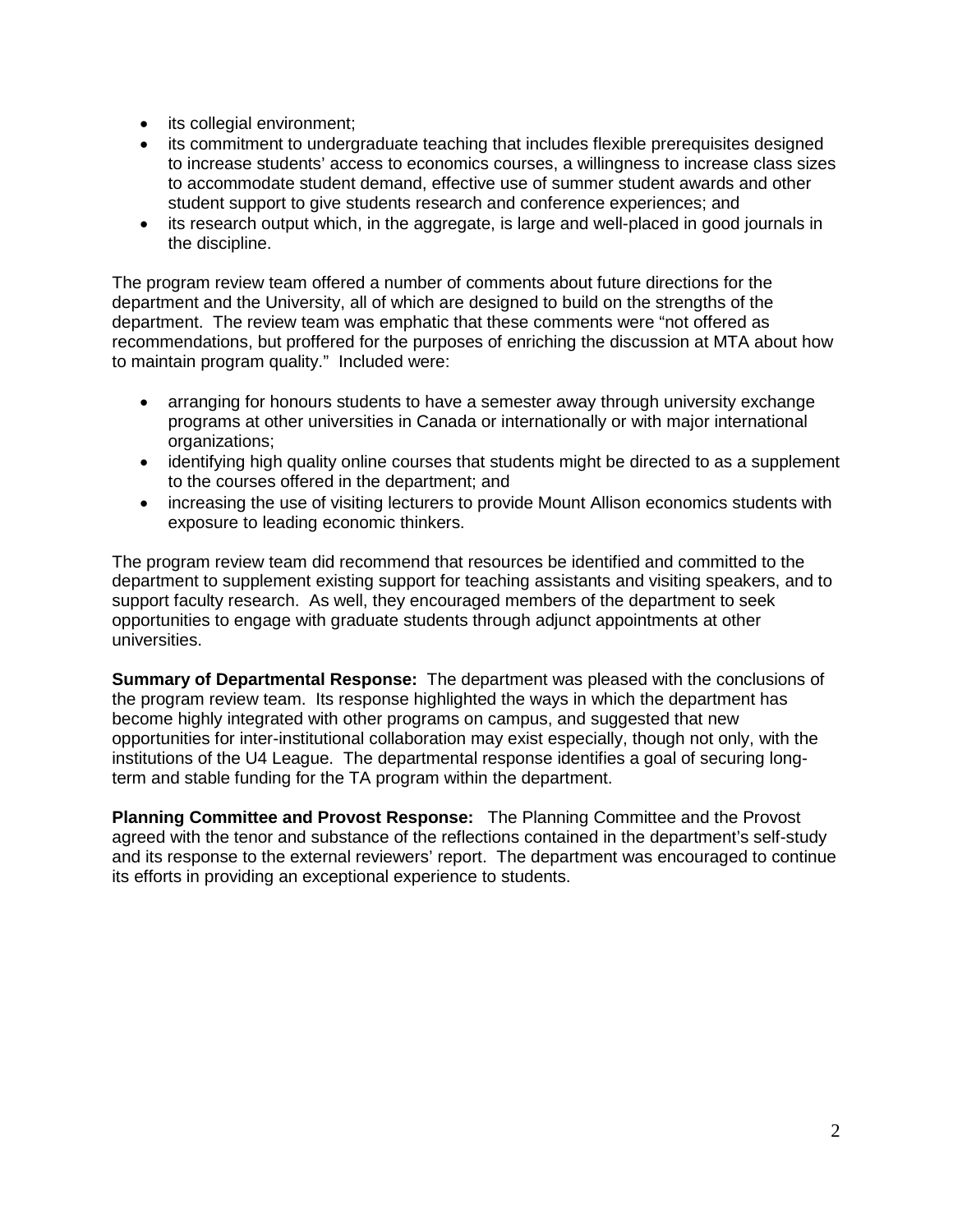- its collegial environment;
- its commitment to undergraduate teaching that includes flexible prerequisites designed to increase students' access to economics courses, a willingness to increase class sizes to accommodate student demand, effective use of summer student awards and other student support to give students research and conference experiences; and
- its research output which, in the aggregate, is large and well-placed in good journals in the discipline.

The program review team offered a number of comments about future directions for the department and the University, all of which are designed to build on the strengths of the department. The review team was emphatic that these comments were "not offered as recommendations, but proffered for the purposes of enriching the discussion at MTA about how to maintain program quality." Included were:

- arranging for honours students to have a semester away through university exchange programs at other universities in Canada or internationally or with major international organizations;
- identifying high quality online courses that students might be directed to as a supplement to the courses offered in the department; and
- increasing the use of visiting lecturers to provide Mount Allison economics students with exposure to leading economic thinkers.

The program review team did recommend that resources be identified and committed to the department to supplement existing support for teaching assistants and visiting speakers, and to support faculty research. As well, they encouraged members of the department to seek opportunities to engage with graduate students through adjunct appointments at other universities.

**Summary of Departmental Response:** The department was pleased with the conclusions of the program review team. Its response highlighted the ways in which the department has become highly integrated with other programs on campus, and suggested that new opportunities for inter-institutional collaboration may exist especially, though not only, with the institutions of the U4 League. The departmental response identifies a goal of securing long-term and stable funding for the TA program within the department.

**Planning Committee and Provost Response:** The Planning Committee and the Provost agreed with the tenor and substance of the reflections contained in the department's self-study and its response to the external reviewers' report. The department was encouraged to continue its efforts in providing an exceptional experience to students.